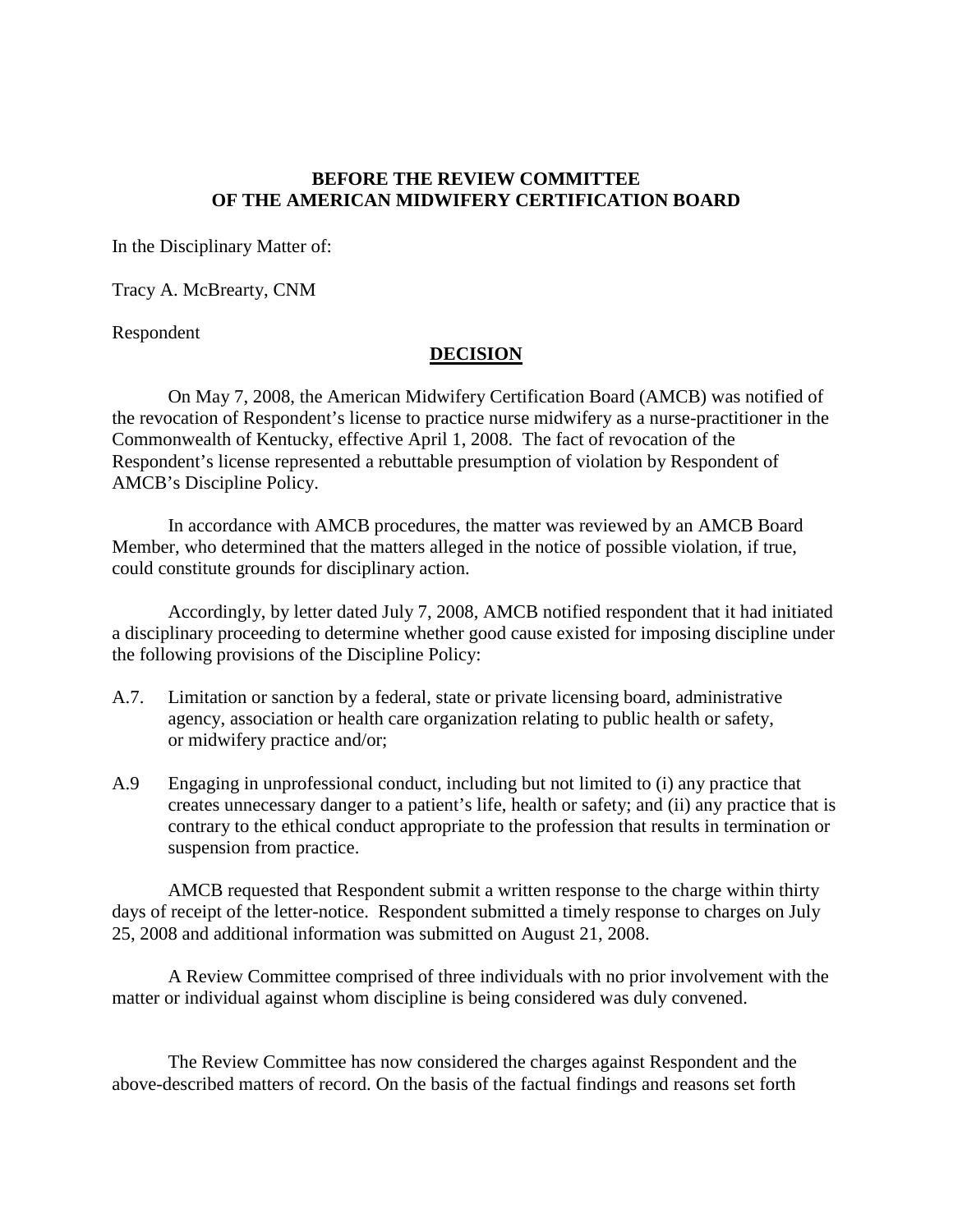**BEFORE THE REVIEW COMMITTEE**
**OF THE AMERICAN MIDWIFERY CERTIFICATION BOARD**

In the Disciplinary Matter of:

Tracy A. McBrearty, CNM

Respondent

## DECISION

On May 7, 2008, the American Midwifery Certification Board (AMCB) was notified of the revocation of Respondent's license to practice nurse midwifery as a nurse-practitioner in the Commonwealth of Kentucky, effective April 1, 2008. The fact of revocation of the Respondent's license represented a rebuttable presumption of violation by Respondent of AMCB's Discipline Policy.

In accordance with AMCB procedures, the matter was reviewed by an AMCB Board Member, who determined that the matters alleged in the notice of possible violation, if true, could constitute grounds for disciplinary action.

Accordingly, by letter dated July 7, 2008, AMCB notified respondent that it had initiated a disciplinary proceeding to determine whether good cause existed for imposing discipline under the following provisions of the Discipline Policy:

A.7. Limitation or sanction by a federal, state or private licensing board, administrative agency, association or health care organization relating to public health or safety, or midwifery practice and/or;

A.9 Engaging in unprofessional conduct, including but not limited to (i) any practice that creates unnecessary danger to a patient's life, health or safety; and (ii) any practice that is contrary to the ethical conduct appropriate to the profession that results in termination or suspension from practice.

AMCB requested that Respondent submit a written response to the charge within thirty days of receipt of the letter-notice. Respondent submitted a timely response to charges on July 25, 2008 and additional information was submitted on August 21, 2008.

A Review Committee comprised of three individuals with no prior involvement with the matter or individual against whom discipline is being considered was duly convened.

The Review Committee has now considered the charges against Respondent and the above-described matters of record. On the basis of the factual findings and reasons set forth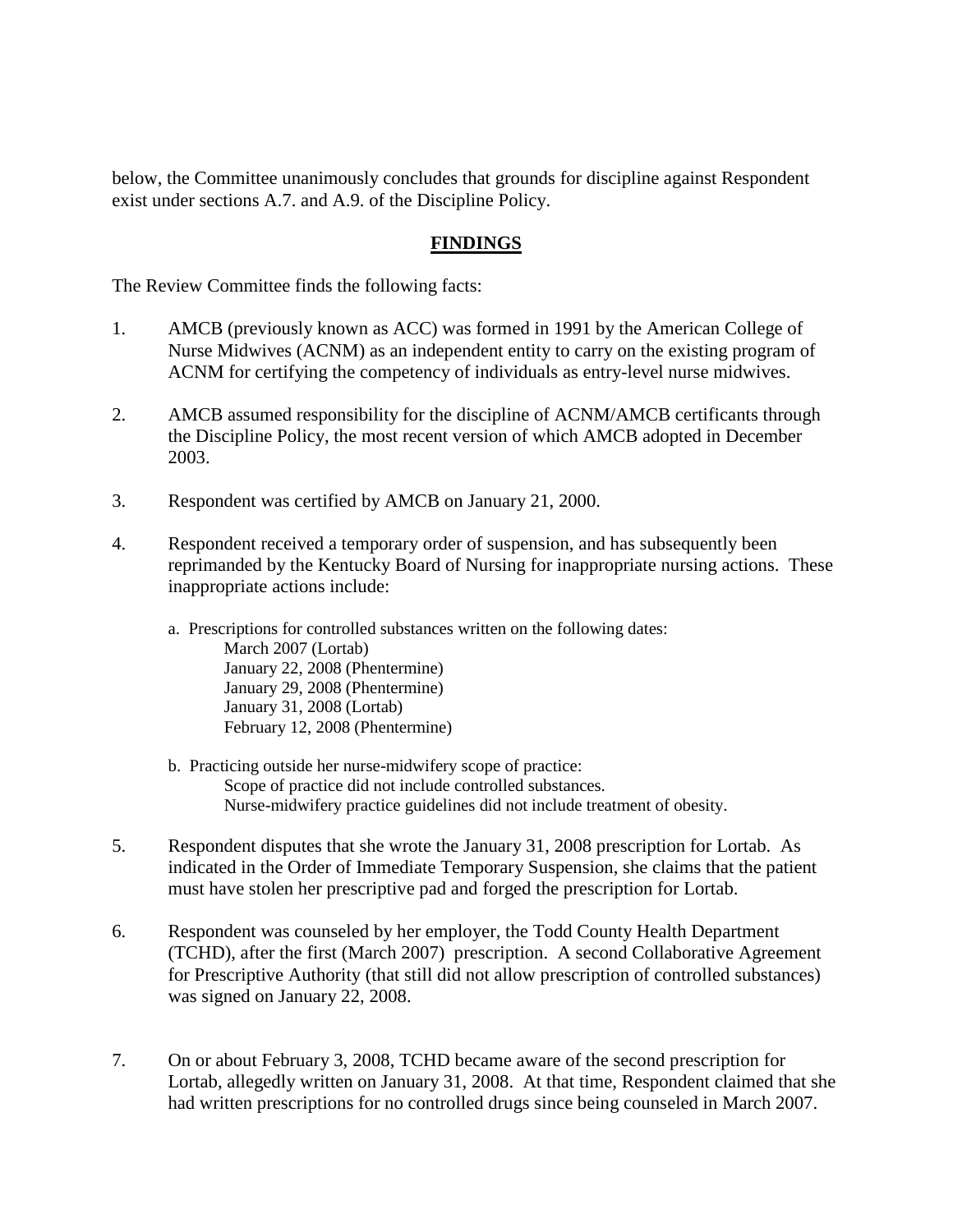below, the Committee unanimously concludes that grounds for discipline against Respondent exist under sections A.7. and A.9. of the Discipline Policy.

## FINDINGS

The Review Committee finds the following facts:

1. AMCB (previously known as ACC) was formed in 1991 by the American College of Nurse Midwives (ACNM) as an independent entity to carry on the existing program of ACNM for certifying the competency of individuals as entry-level nurse midwives.

2. AMCB assumed responsibility for the discipline of ACNM/AMCB certificants through the Discipline Policy, the most recent version of which AMCB adopted in December 2003.

3. Respondent was certified by AMCB on January 21, 2000.

4. Respondent received a temporary order of suspension, and has subsequently been reprimanded by the Kentucky Board of Nursing for inappropriate nursing actions. These inappropriate actions include:

   a. Prescriptions for controlled substances written on the following dates:
      March 2007 (Lortab)
      January 22, 2008 (Phentermine)
      January 29, 2008 (Phentermine)
      January 31, 2008 (Lortab)
      February 12, 2008 (Phentermine)

   b. Practicing outside her nurse-midwifery scope of practice:
      Scope of practice did not include controlled substances.
      Nurse-midwifery practice guidelines did not include treatment of obesity.

5. Respondent disputes that she wrote the January 31, 2008 prescription for Lortab. As indicated in the Order of Immediate Temporary Suspension, she claims that the patient must have stolen her prescriptive pad and forged the prescription for Lortab.

6. Respondent was counseled by her employer, the Todd County Health Department (TCHD), after the first (March 2007) prescription. A second Collaborative Agreement for Prescriptive Authority (that still did not allow prescription of controlled substances) was signed on January 22, 2008.

7. On or about February 3, 2008, TCHD became aware of the second prescription for Lortab, allegedly written on January 31, 2008. At that time, Respondent claimed that she had written prescriptions for no controlled drugs since being counseled in March 2007.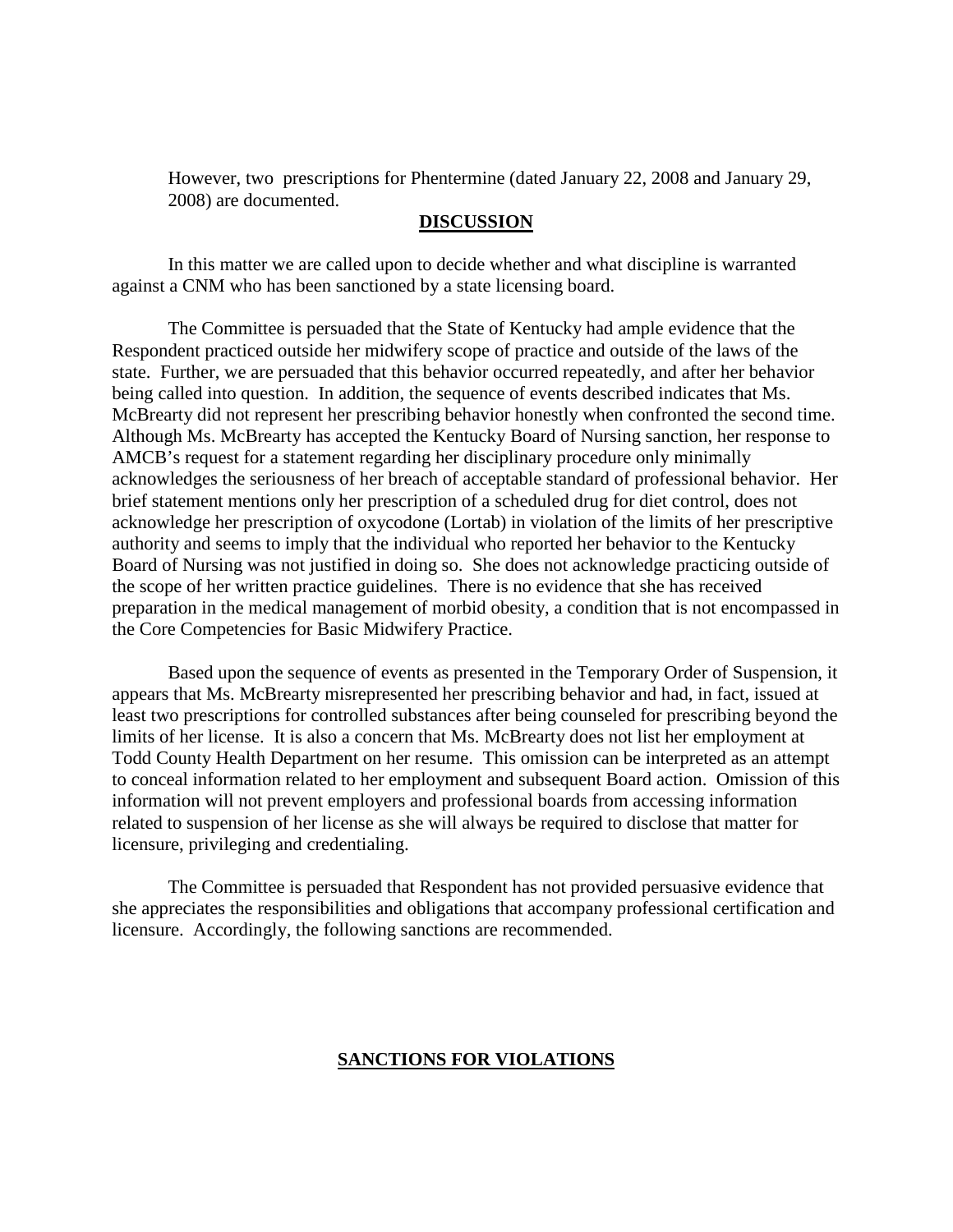However, two prescriptions for Phentermine (dated January 22, 2008 and January 29, 2008) are documented.

## DISCUSSION

In this matter we are called upon to decide whether and what discipline is warranted against a CNM who has been sanctioned by a state licensing board.

The Committee is persuaded that the State of Kentucky had ample evidence that the Respondent practiced outside her midwifery scope of practice and outside of the laws of the state. Further, we are persuaded that this behavior occurred repeatedly, and after her behavior being called into question. In addition, the sequence of events described indicates that Ms. McBrearty did not represent her prescribing behavior honestly when confronted the second time. Although Ms. McBrearty has accepted the Kentucky Board of Nursing sanction, her response to AMCB's request for a statement regarding her disciplinary procedure only minimally acknowledges the seriousness of her breach of acceptable standard of professional behavior. Her brief statement mentions only her prescription of a scheduled drug for diet control, does not acknowledge her prescription of oxycodone (Lortab) in violation of the limits of her prescriptive authority and seems to imply that the individual who reported her behavior to the Kentucky Board of Nursing was not justified in doing so. She does not acknowledge practicing outside of the scope of her written practice guidelines. There is no evidence that she has received preparation in the medical management of morbid obesity, a condition that is not encompassed in the Core Competencies for Basic Midwifery Practice.

Based upon the sequence of events as presented in the Temporary Order of Suspension, it appears that Ms. McBrearty misrepresented her prescribing behavior and had, in fact, issued at least two prescriptions for controlled substances after being counseled for prescribing beyond the limits of her license. It is also a concern that Ms. McBrearty does not list her employment at Todd County Health Department on her resume. This omission can be interpreted as an attempt to conceal information related to her employment and subsequent Board action. Omission of this information will not prevent employers and professional boards from accessing information related to suspension of her license as she will always be required to disclose that matter for licensure, privileging and credentialing.

The Committee is persuaded that Respondent has not provided persuasive evidence that she appreciates the responsibilities and obligations that accompany professional certification and licensure. Accordingly, the following sanctions are recommended.

## SANCTIONS FOR VIOLATIONS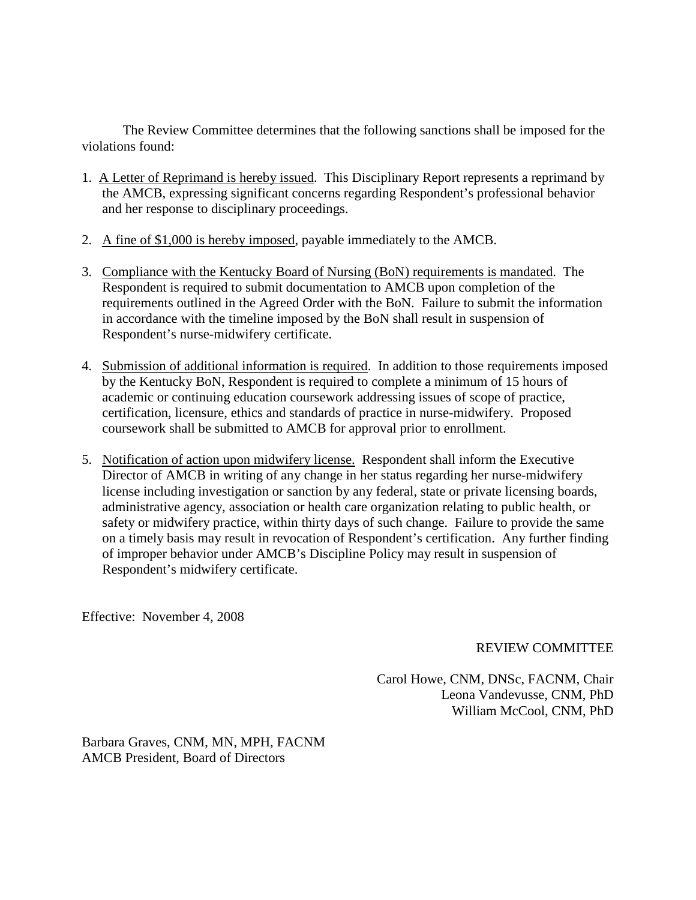The Review Committee determines that the following sanctions shall be imposed for the violations found:

1. A Letter of Reprimand is hereby issued. This Disciplinary Report represents a reprimand by the AMCB, expressing significant concerns regarding Respondent's professional behavior and her response to disciplinary proceedings.

2. A fine of $1,000 is hereby imposed, payable immediately to the AMCB.

3. Compliance with the Kentucky Board of Nursing (BoN) requirements is mandated. The Respondent is required to submit documentation to AMCB upon completion of the requirements outlined in the Agreed Order with the BoN. Failure to submit the information in accordance with the timeline imposed by the BoN shall result in suspension of Respondent's nurse-midwifery certificate.

4. Submission of additional information is required. In addition to those requirements imposed by the Kentucky BoN, Respondent is required to complete a minimum of 15 hours of academic or continuing education coursework addressing issues of scope of practice, certification, licensure, ethics and standards of practice in nurse-midwifery. Proposed coursework shall be submitted to AMCB for approval prior to enrollment.

5. Notification of action upon midwifery license. Respondent shall inform the Executive Director of AMCB in writing of any change in her status regarding her nurse-midwifery license including investigation or sanction by any federal, state or private licensing boards, administrative agency, association or health care organization relating to public health, or safety or midwifery practice, within thirty days of such change. Failure to provide the same on a timely basis may result in revocation of Respondent's certification. Any further finding of improper behavior under AMCB's Discipline Policy may result in suspension of Respondent's midwifery certificate.

Effective: November 4, 2008

REVIEW COMMITTEE

Carol Howe, CNM, DNSc, FACNM, Chair
Leona Vandevusse, CNM, PhD
William McCool, CNM, PhD

Barbara Graves, CNM, MN, MPH, FACNM
AMCB President, Board of Directors